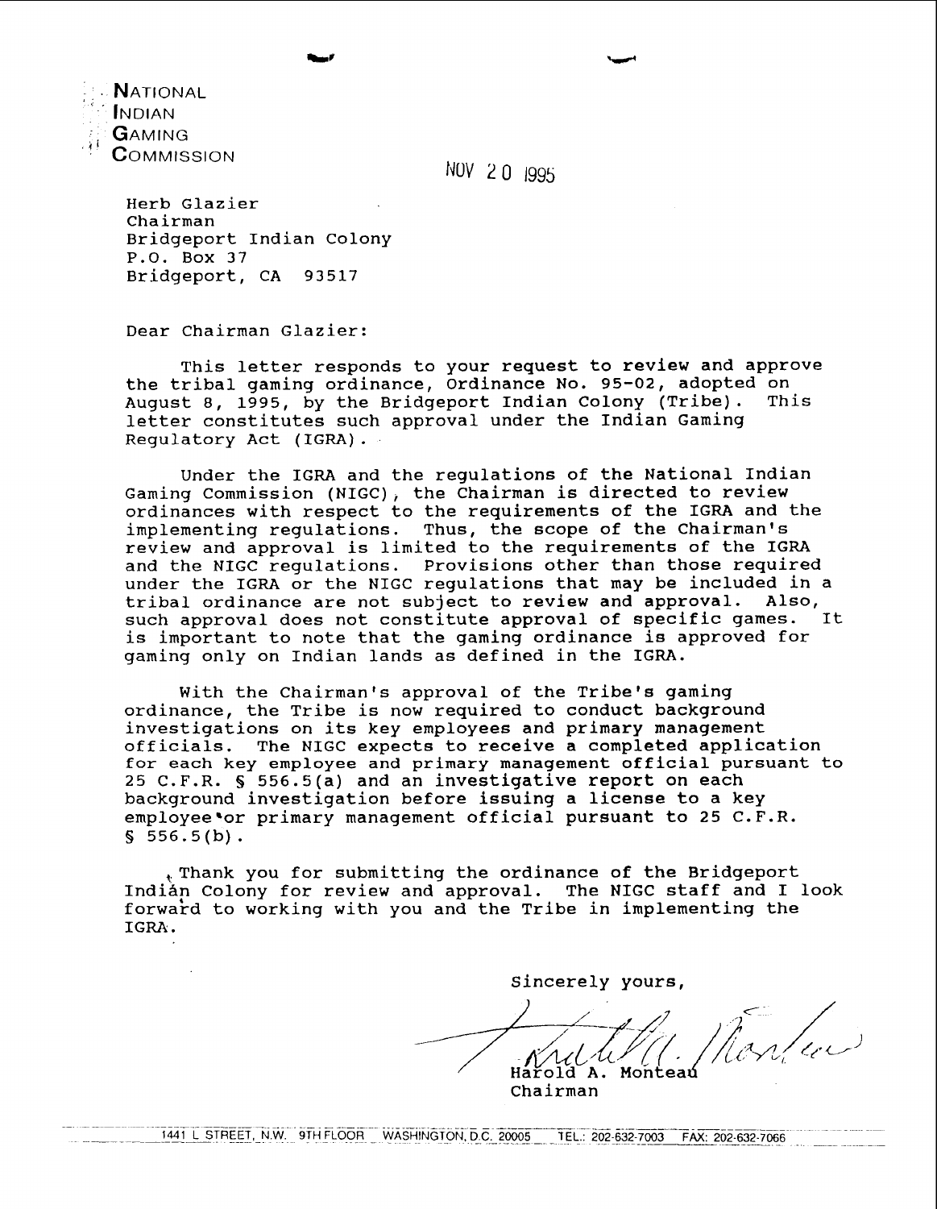**NATIONAL**
**INDIAN**
**GAMING**
**COMMISSION**

NOV 20 1995

Herb Glazier
Chairman
Bridgeport Indian Colony
P.O. Box 37
Bridgeport, CA 93517

Dear Chairman Glazier:

This letter responds to your request to review and approve the tribal gaming ordinance, Ordinance No. 95-02, adopted on August 8, 1995, by the Bridgeport Indian Colony (Tribe). This letter constitutes such approval under the Indian Gaming Regulatory Act (IGRA).

Under the IGRA and the regulations of the National Indian Gaming Commission (NIGC), the Chairman is directed to review ordinances with respect to the requirements of the IGRA and the implementing regulations. Thus, the scope of the Chairman's review and approval is limited to the requirements of the IGRA and the NIGC regulations. Provisions other than those required under the IGRA or the NIGC regulations that may be included in a tribal ordinance are not subject to review and approval. Also, such approval does not constitute approval of specific games. It is important to note that the gaming ordinance is approved for gaming only on Indian lands as defined in the IGRA.

With the Chairman's approval of the Tribe's gaming ordinance, the Tribe is now required to conduct background investigations on its key employees and primary management officials. The NIGC expects to receive a completed application for each key employee and primary management official pursuant to 25 C.F.R. § 556.5(a) and an investigative report on each background investigation before issuing a license to a key employee or primary management official pursuant to 25 C.F.R. § 556.5(b).

Thank you for submitting the ordinance of the Bridgeport Indian Colony for review and approval. The NIGC staff and I look forward to working with you and the Tribe in implementing the IGRA.

Sincerely yours,

Harold A. Monteau
Chairman

1441 L STREET, N.W. 9TH FLOOR WASHINGTON, D.C. 20005 TEL.: 202-632-7003 FAX: 202-632-7066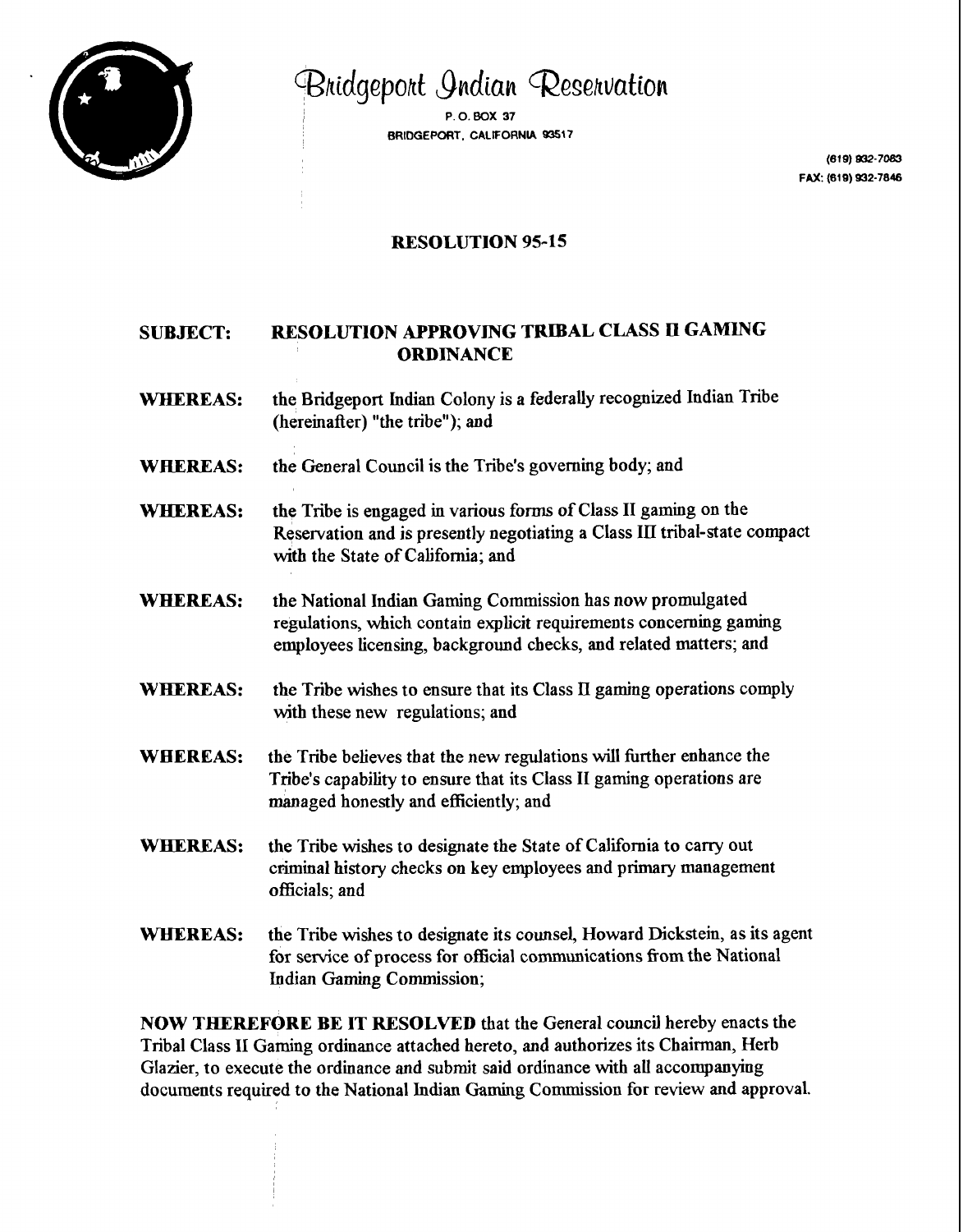# Bridgeport Indian Reservation

P. O. BOX 37
BRIDGEPORT, CALIFORNIA 93517

(619) 932-7083
FAX: (619) 932-7846

## RESOLUTION 95-15

**SUBJECT:** **RESOLUTION APPROVING TRIBAL CLASS II GAMING ORDINANCE**

**WHEREAS:** the Bridgeport Indian Colony is a federally recognized Indian Tribe (hereinafter) "the tribe"); and

**WHEREAS:** the General Council is the Tribe's governing body; and

**WHEREAS:** the Tribe is engaged in various forms of Class II gaming on the Reservation and is presently negotiating a Class III tribal-state compact with the State of California; and

**WHEREAS:** the National Indian Gaming Commission has now promulgated regulations, which contain explicit requirements concerning gaming employees licensing, background checks, and related matters; and

**WHEREAS:** the Tribe wishes to ensure that its Class II gaming operations comply with these new regulations; and

**WHEREAS:** the Tribe believes that the new regulations will further enhance the Tribe's capability to ensure that its Class II gaming operations are managed honestly and efficiently; and

**WHEREAS:** the Tribe wishes to designate the State of California to carry out criminal history checks on key employees and primary management officials; and

**WHEREAS:** the Tribe wishes to designate its counsel, Howard Dickstein, as its agent for service of process for official communications from the National Indian Gaming Commission;

**NOW THEREFORE BE IT RESOLVED** that the General council hereby enacts the Tribal Class II Gaming ordinance attached hereto, and authorizes its Chairman, Herb Glazier, to execute the ordinance and submit said ordinance with all accompanying documents required to the National Indian Gaming Commission for review and approval.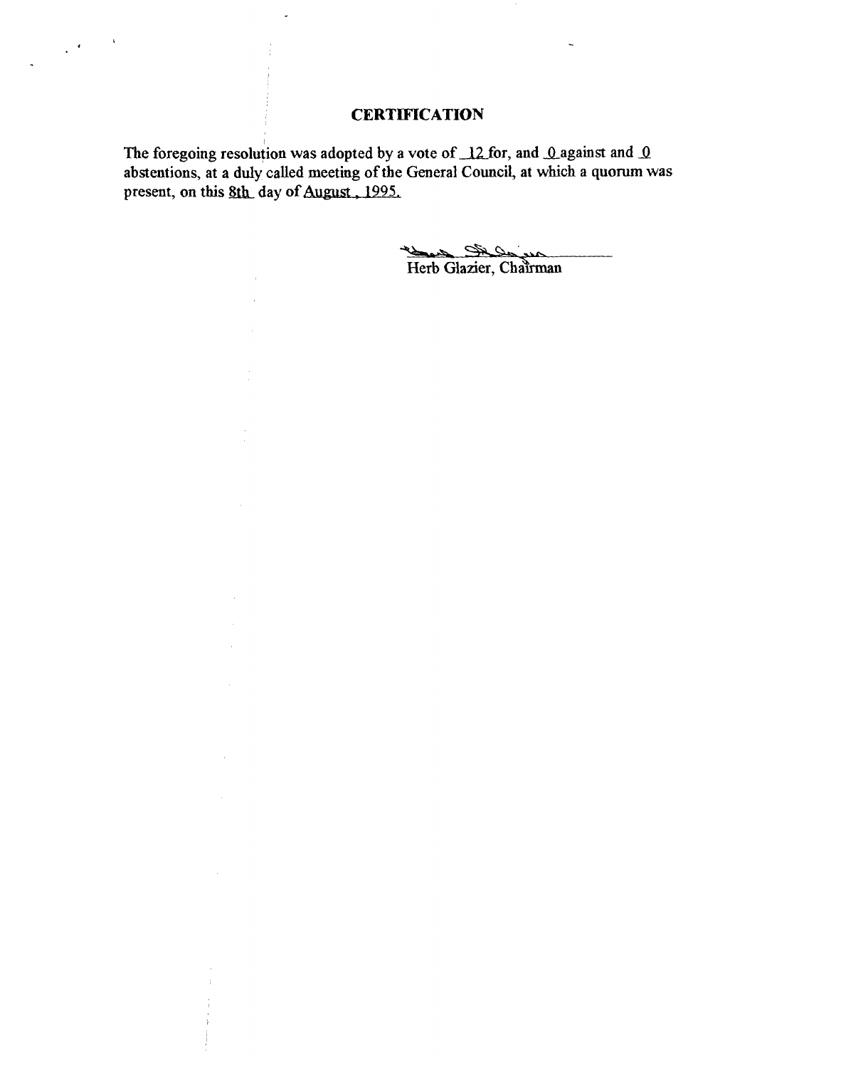# CERTIFICATION

The foregoing resolution was adopted by a vote of 12 for, and 0 against and 0 abstentions, at a duly called meeting of the General Council, at which a quorum was present, on this 8th day of August, 1995.

Herb Glazier, Chairman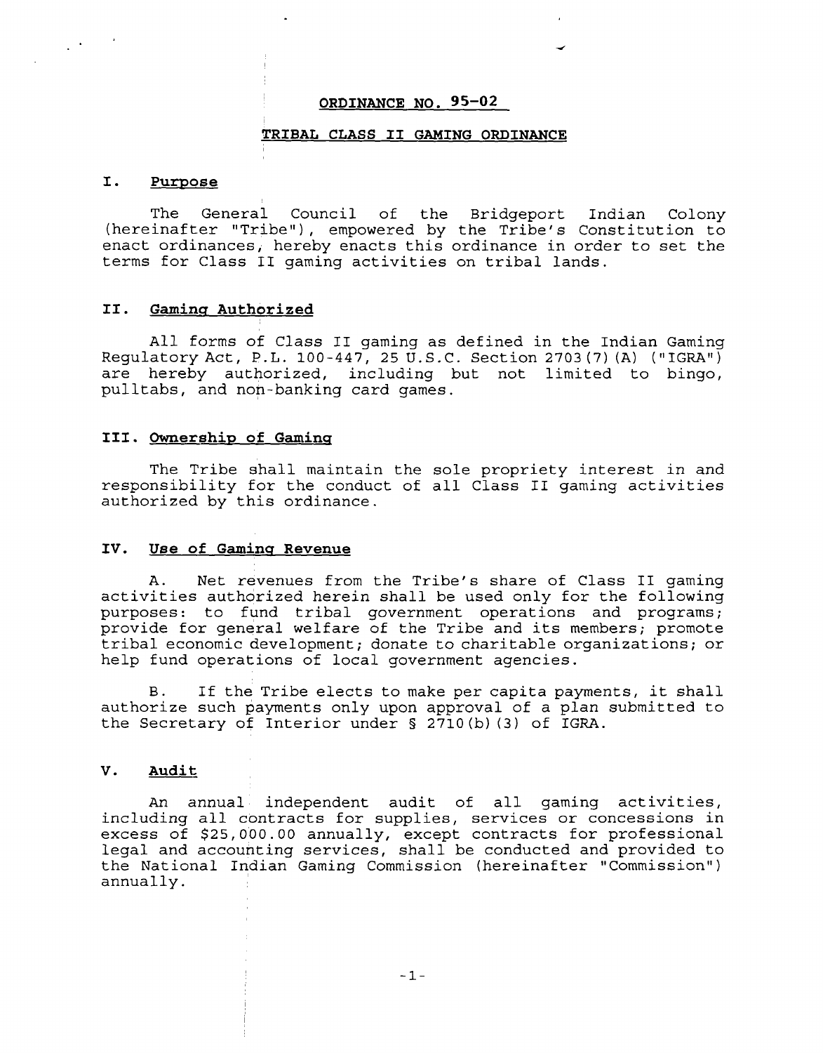**ORDINANCE NO. 95-02**

**TRIBAL CLASS II GAMING ORDINANCE**

## I. Purpose

The General Council of the Bridgeport Indian Colony (hereinafter "Tribe"), empowered by the Tribe's Constitution to enact ordinances, hereby enacts this ordinance in order to set the terms for Class II gaming activities on tribal lands.

## II. Gaming Authorized

All forms of Class II gaming as defined in the Indian Gaming Regulatory Act, P.L. 100-447, 25 U.S.C. Section 2703(7)(A) ("IGRA") are hereby authorized, including but not limited to bingo, pulltabs, and non-banking card games.

## III. Ownership of Gaming

The Tribe shall maintain the sole propriety interest in and responsibility for the conduct of all Class II gaming activities authorized by this ordinance.

## IV. Use of Gaming Revenue

A. Net revenues from the Tribe's share of Class II gaming activities authorized herein shall be used only for the following purposes: to fund tribal government operations and programs; provide for general welfare of the Tribe and its members; promote tribal economic development; donate to charitable organizations; or help fund operations of local government agencies.

B. If the Tribe elects to make per capita payments, it shall authorize such payments only upon approval of a plan submitted to the Secretary of Interior under § 2710(b)(3) of IGRA.

## V. Audit

An annual independent audit of all gaming activities, including all contracts for supplies, services or concessions in excess of $25,000.00 annually, except contracts for professional legal and accounting services, shall be conducted and provided to the National Indian Gaming Commission (hereinafter "Commission") annually.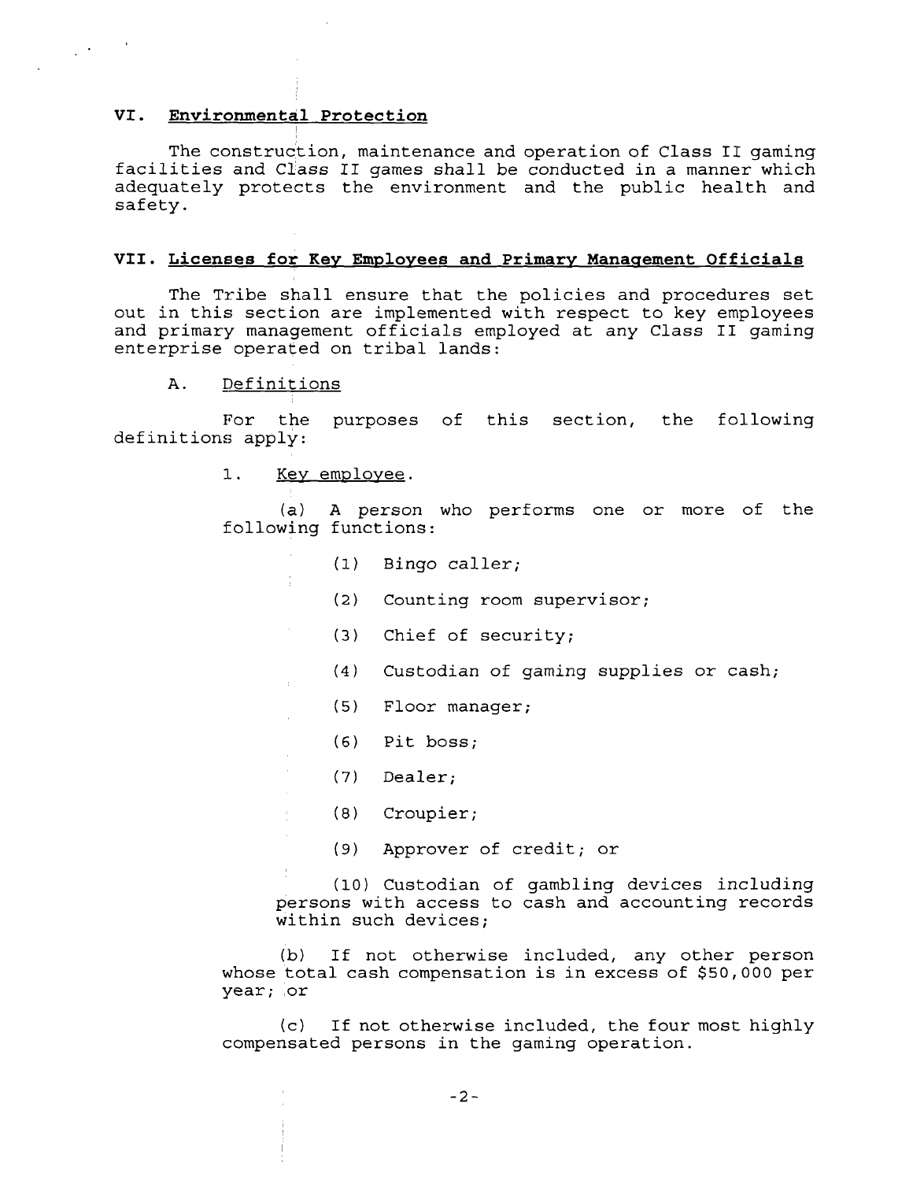## VI. Environmental Protection

The construction, maintenance and operation of Class II gaming facilities and Class II games shall be conducted in a manner which adequately protects the environment and the public health and safety.

## VII. Licenses for Key Employees and Primary Management Officials

The Tribe shall ensure that the policies and procedures set out in this section are implemented with respect to key employees and primary management officials employed at any Class II gaming enterprise operated on tribal lands:

### A. Definitions

For the purposes of this section, the following definitions apply:

1. Key employee.

(a) A person who performs one or more of the following functions:

(1) Bingo caller;

(2) Counting room supervisor;

(3) Chief of security;

(4) Custodian of gaming supplies or cash;

(5) Floor manager;

(6) Pit boss;

(7) Dealer;

(8) Croupier;

(9) Approver of credit; or

(10) Custodian of gambling devices including persons with access to cash and accounting records within such devices;

(b) If not otherwise included, any other person whose total cash compensation is in excess of $50,000 per year; or

(c) If not otherwise included, the four most highly compensated persons in the gaming operation.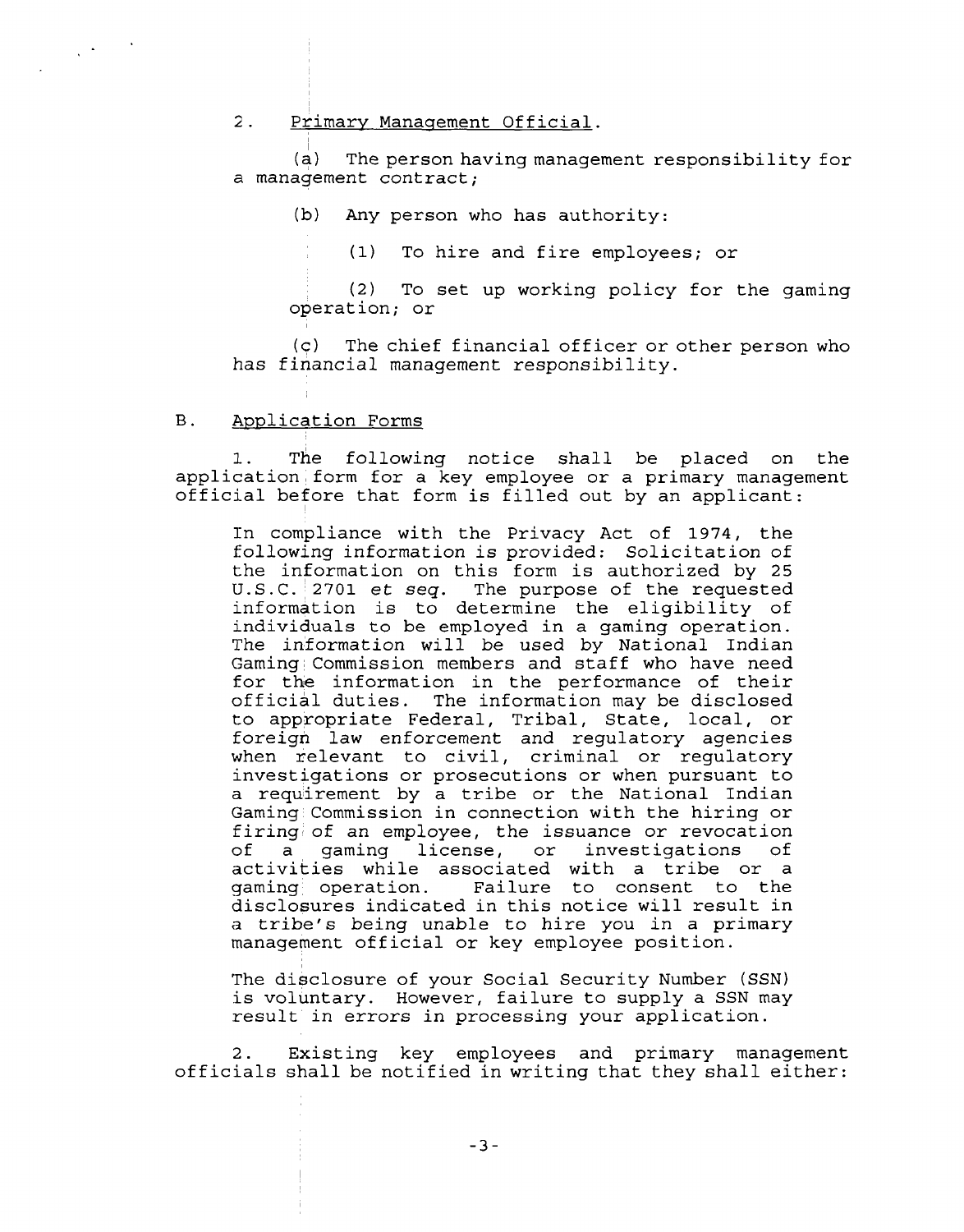2. <u>Primary Management Official</u>.

(a) The person having management responsibility for a management contract;

(b) Any person who has authority:

(1) To hire and fire employees; or

(2) To set up working policy for the gaming operation; or

(c) The chief financial officer or other person who has financial management responsibility.

B. <u>Application Forms</u>

1. The following notice shall be placed on the application form for a key employee or a primary management official before that form is filled out by an applicant:

> In compliance with the Privacy Act of 1974, the following information is provided: Solicitation of the information on this form is authorized by 25 U.S.C. 2701 *et seq*. The purpose of the requested information is to determine the eligibility of individuals to be employed in a gaming operation. The information will be used by National Indian Gaming Commission members and staff who have need for the information in the performance of their official duties. The information may be disclosed to appropriate Federal, Tribal, State, local, or foreign law enforcement and regulatory agencies when relevant to civil, criminal or regulatory investigations or prosecutions or when pursuant to a requirement by a tribe or the National Indian Gaming Commission in connection with the hiring or firing of an employee, the issuance or revocation of a gaming license, or investigations of activities while associated with a tribe or a gaming operation. Failure to consent to the disclosures indicated in this notice will result in a tribe's being unable to hire you in a primary management official or key employee position.
>
> The disclosure of your Social Security Number (SSN) is voluntary. However, failure to supply a SSN may result in errors in processing your application.

2. Existing key employees and primary management officials shall be notified in writing that they shall either: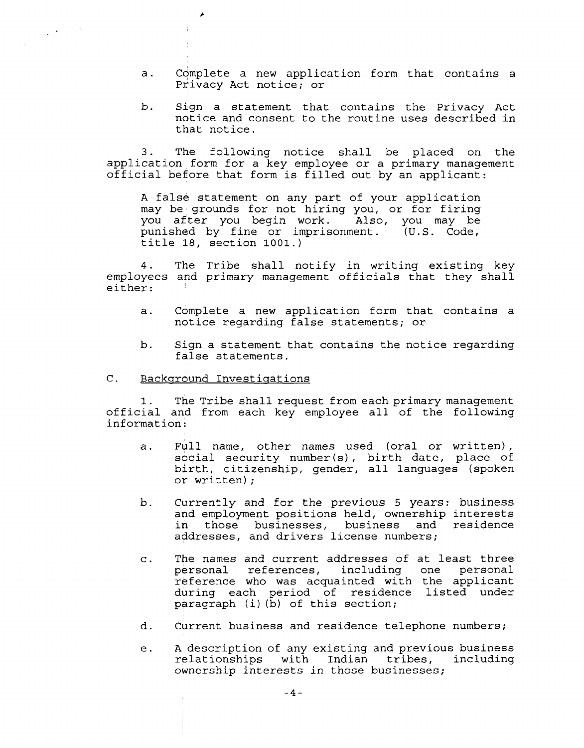a. Complete a new application form that contains a Privacy Act notice; or

b. Sign a statement that contains the Privacy Act notice and consent to the routine uses described in that notice.

3. The following notice shall be placed on the application form for a key employee or a primary management official before that form is filled out by an applicant:

> A false statement on any part of your application may be grounds for not hiring you, or for firing you after you begin work. Also, you may be punished by fine or imprisonment. (U.S. Code, title 18, section 1001.)

4. The Tribe shall notify in writing existing key employees and primary management officials that they shall either:

a. Complete a new application form that contains a notice regarding false statements; or

b. Sign a statement that contains the notice regarding false statements.

C. <u>Background Investigations</u>

1. The Tribe shall request from each primary management official and from each key employee all of the following information:

a. Full name, other names used (oral or written), social security number(s), birth date, place of birth, citizenship, gender, all languages (spoken or written);

b. Currently and for the previous 5 years: business and employment positions held, ownership interests in those businesses, business and residence addresses, and drivers license numbers;

c. The names and current addresses of at least three personal references, including one personal reference who was acquainted with the applicant during each period of residence listed under paragraph (i)(b) of this section;

d. Current business and residence telephone numbers;

e. A description of any existing and previous business relationships with Indian tribes, including ownership interests in those businesses;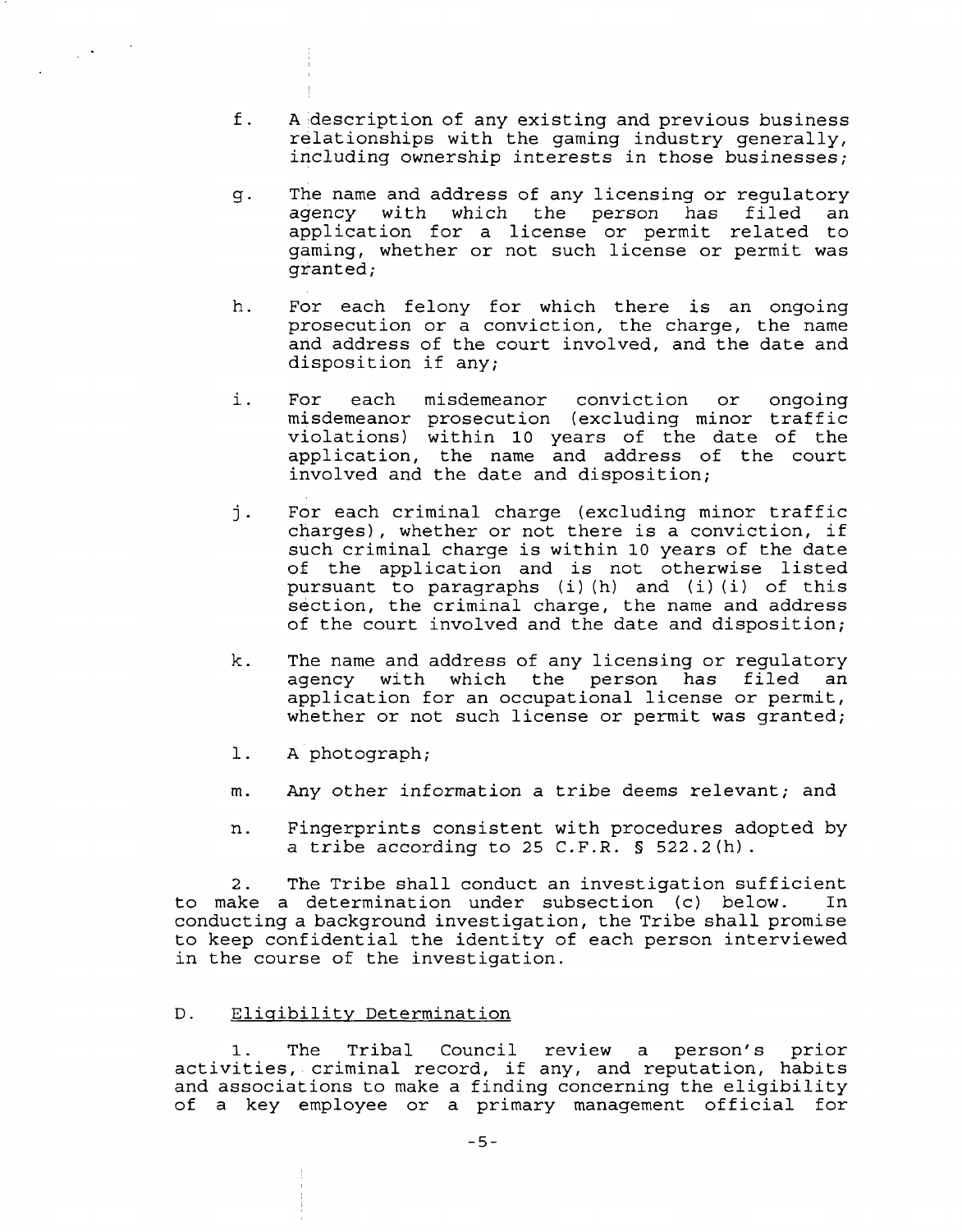f. A description of any existing and previous business relationships with the gaming industry generally, including ownership interests in those businesses;

g. The name and address of any licensing or regulatory agency with which the person has filed an application for a license or permit related to gaming, whether or not such license or permit was granted;

h. For each felony for which there is an ongoing prosecution or a conviction, the charge, the name and address of the court involved, and the date and disposition if any;

i. For each misdemeanor conviction or ongoing misdemeanor prosecution (excluding minor traffic violations) within 10 years of the date of the application, the name and address of the court involved and the date and disposition;

j. For each criminal charge (excluding minor traffic charges), whether or not there is a conviction, if such criminal charge is within 10 years of the date of the application and is not otherwise listed pursuant to paragraphs (i)(h) and (i)(i) of this section, the criminal charge, the name and address of the court involved and the date and disposition;

k. The name and address of any licensing or regulatory agency with which the person has filed an application for an occupational license or permit, whether or not such license or permit was granted;

l. A photograph;

m. Any other information a tribe deems relevant; and

n. Fingerprints consistent with procedures adopted by a tribe according to 25 C.F.R. § 522.2(h).

2. The Tribe shall conduct an investigation sufficient to make a determination under subsection (c) below. In conducting a background investigation, the Tribe shall promise to keep confidential the identity of each person interviewed in the course of the investigation.

D. Eligibility Determination

1. The Tribal Council review a person's prior activities, criminal record, if any, and reputation, habits and associations to make a finding concerning the eligibility of a key employee or a primary management official for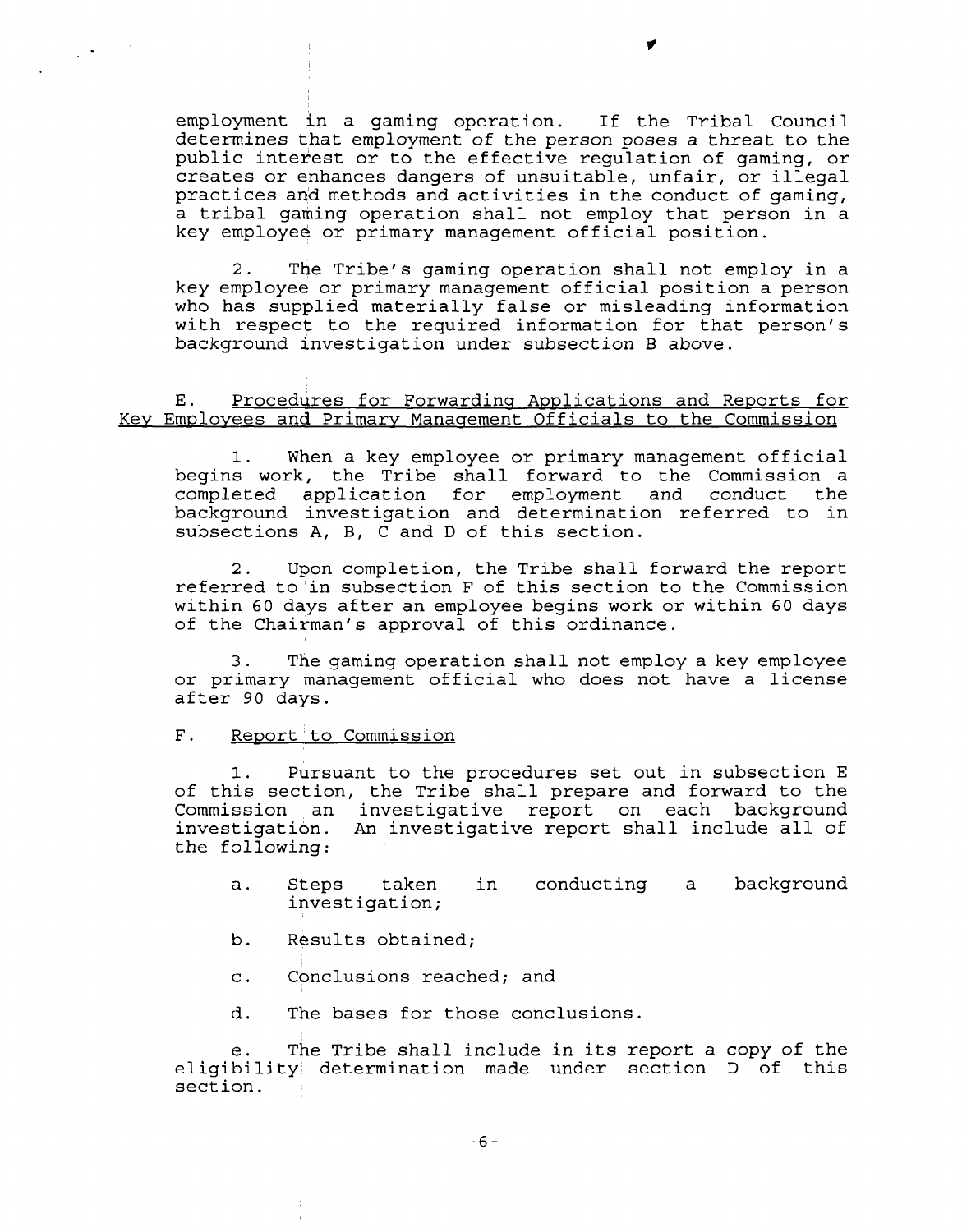employment in a gaming operation. If the Tribal Council determines that employment of the person poses a threat to the public interest or to the effective regulation of gaming, or creates or enhances dangers of unsuitable, unfair, or illegal practices and methods and activities in the conduct of gaming, a tribal gaming operation shall not employ that person in a key employee or primary management official position.

2. The Tribe's gaming operation shall not employ in a key employee or primary management official position a person who has supplied materially false or misleading information with respect to the required information for that person's background investigation under subsection B above.

E. Procedures for Forwarding Applications and Reports for Key Employees and Primary Management Officials to the Commission

1. When a key employee or primary management official begins work, the Tribe shall forward to the Commission a completed application for employment and conduct the background investigation and determination referred to in subsections A, B, C and D of this section.

2. Upon completion, the Tribe shall forward the report referred to in subsection F of this section to the Commission within 60 days after an employee begins work or within 60 days of the Chairman's approval of this ordinance.

3. The gaming operation shall not employ a key employee or primary management official who does not have a license after 90 days.

F. Report to Commission

1. Pursuant to the procedures set out in subsection E of this section, the Tribe shall prepare and forward to the Commission an investigative report on each background investigation. An investigative report shall include all of the following:

a. Steps taken in conducting a background investigation;

b. Results obtained;

c. Conclusions reached; and

d. The bases for those conclusions.

e. The Tribe shall include in its report a copy of the eligibility determination made under section D of this section.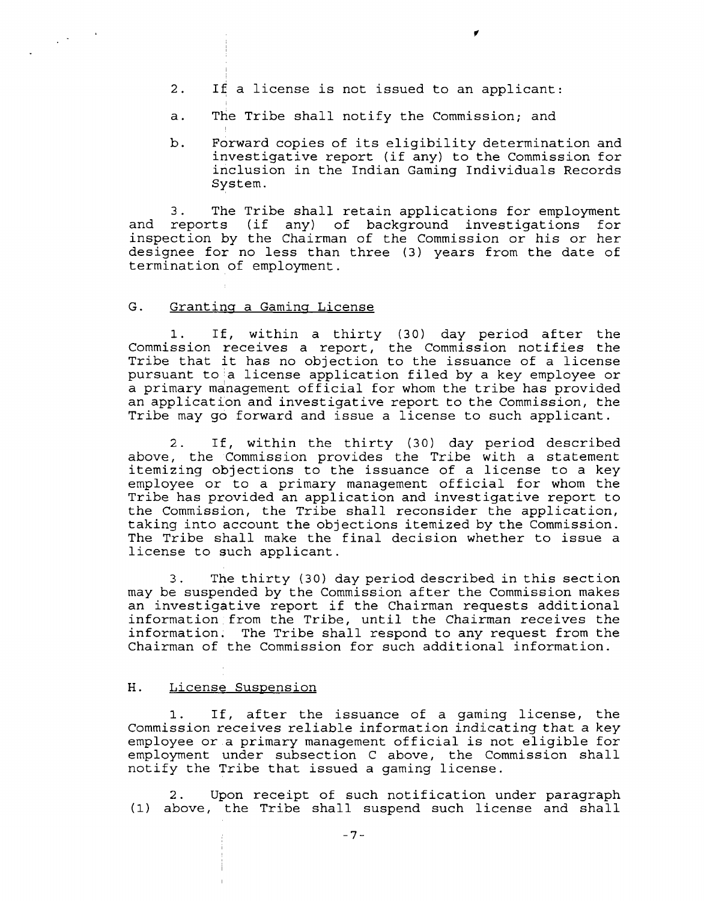2. If a license is not issued to an applicant:

a. The Tribe shall notify the Commission; and

b. Forward copies of its eligibility determination and investigative report (if any) to the Commission for inclusion in the Indian Gaming Individuals Records System.

3. The Tribe shall retain applications for employment and reports (if any) of background investigations for inspection by the Chairman of the Commission or his or her designee for no less than three (3) years from the date of termination of employment.

## G. Granting a Gaming License

1. If, within a thirty (30) day period after the Commission receives a report, the Commission notifies the Tribe that it has no objection to the issuance of a license pursuant to a license application filed by a key employee or a primary management official for whom the tribe has provided an application and investigative report to the Commission, the Tribe may go forward and issue a license to such applicant.

2. If, within the thirty (30) day period described above, the Commission provides the Tribe with a statement itemizing objections to the issuance of a license to a key employee or to a primary management official for whom the Tribe has provided an application and investigative report to the Commission, the Tribe shall reconsider the application, taking into account the objections itemized by the Commission. The Tribe shall make the final decision whether to issue a license to such applicant.

3. The thirty (30) day period described in this section may be suspended by the Commission after the Commission makes an investigative report if the Chairman requests additional information from the Tribe, until the Chairman receives the information. The Tribe shall respond to any request from the Chairman of the Commission for such additional information.

## H. License Suspension

1. If, after the issuance of a gaming license, the Commission receives reliable information indicating that a key employee or a primary management official is not eligible for employment under subsection C above, the Commission shall notify the Tribe that issued a gaming license.

2. Upon receipt of such notification under paragraph (1) above, the Tribe shall suspend such license and shall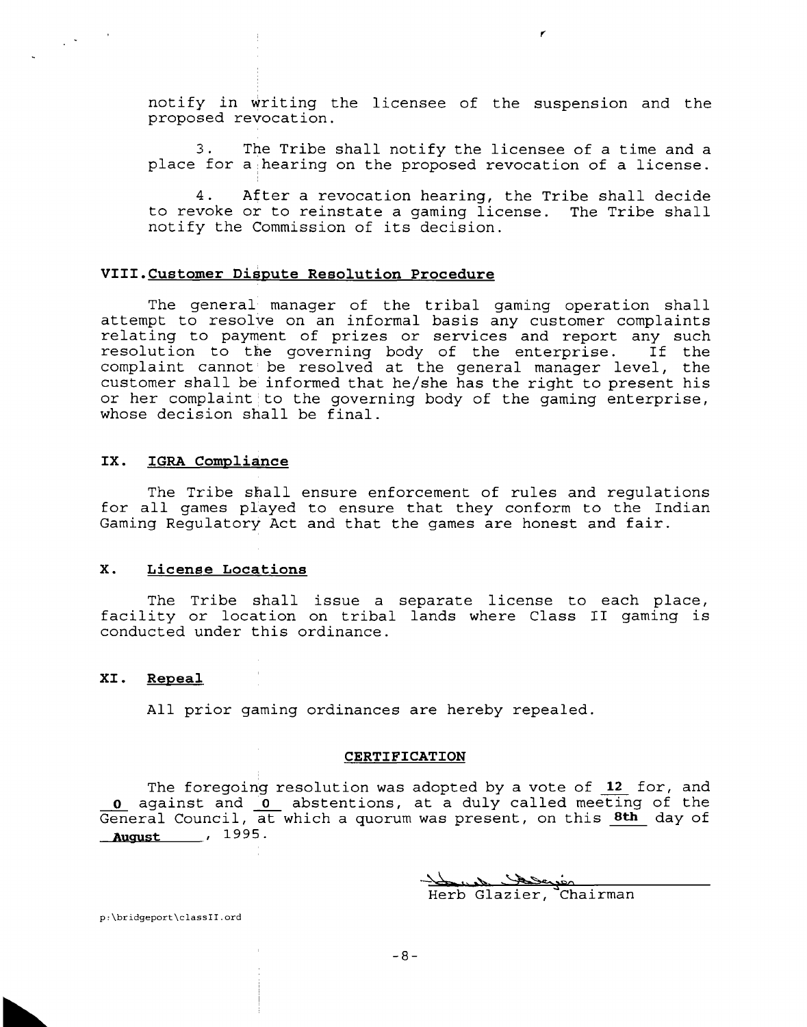notify in writing the licensee of the suspension and the proposed revocation.

3. The Tribe shall notify the licensee of a time and a place for a hearing on the proposed revocation of a license.

4. After a revocation hearing, the Tribe shall decide to revoke or to reinstate a gaming license. The Tribe shall notify the Commission of its decision.

## VIII. Customer Dispute Resolution Procedure

The general manager of the tribal gaming operation shall attempt to resolve on an informal basis any customer complaints relating to payment of prizes or services and report any such resolution to the governing body of the enterprise. If the complaint cannot be resolved at the general manager level, the customer shall be informed that he/she has the right to present his or her complaint to the governing body of the gaming enterprise, whose decision shall be final.

## IX. IGRA Compliance

The Tribe shall ensure enforcement of rules and regulations for all games played to ensure that they conform to the Indian Gaming Regulatory Act and that the games are honest and fair.

## X. License Locations

The Tribe shall issue a separate license to each place, facility or location on tribal lands where Class II gaming is conducted under this ordinance.

## XI. Repeal

All prior gaming ordinances are hereby repealed.

## CERTIFICATION

The foregoing resolution was adopted by a vote of **12** for, and **0** against and **0** abstentions, at a duly called meeting of the General Council, at which a quorum was present, on this **8th** day of **August**, 1995.

Herb Glazier, Chairman

p:\bridgeport\classII.ord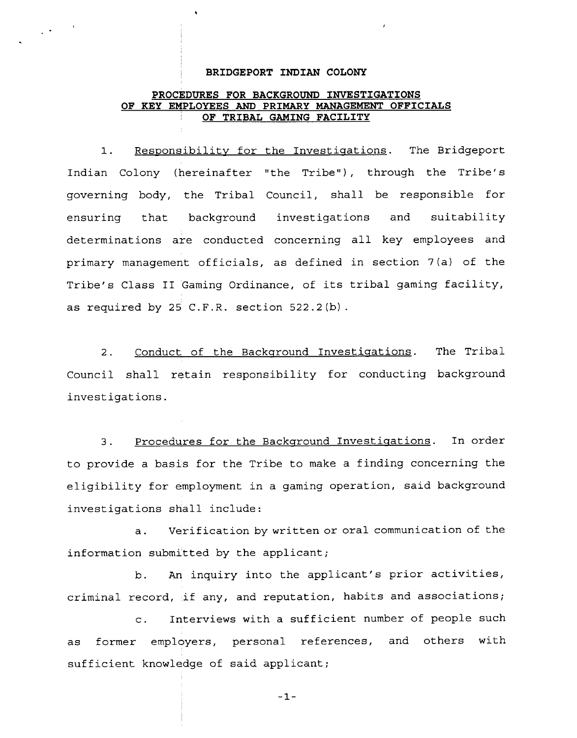**BRIDGEPORT INDIAN COLONY**

**PROCEDURES FOR BACKGROUND INVESTIGATIONS OF KEY EMPLOYEES AND PRIMARY MANAGEMENT OFFICIALS OF TRIBAL GAMING FACILITY**

1. Responsibility for the Investigations. The Bridgeport Indian Colony (hereinafter "the Tribe"), through the Tribe's governing body, the Tribal Council, shall be responsible for ensuring that background investigations and suitability determinations are conducted concerning all key employees and primary management officials, as defined in section 7(a) of the Tribe's Class II Gaming Ordinance, of its tribal gaming facility, as required by 25 C.F.R. section 522.2(b).

2. Conduct of the Background Investigations. The Tribal Council shall retain responsibility for conducting background investigations.

3. Procedures for the Background Investigations. In order to provide a basis for the Tribe to make a finding concerning the eligibility for employment in a gaming operation, said background investigations shall include:

a. Verification by written or oral communication of the information submitted by the applicant;

b. An inquiry into the applicant's prior activities, criminal record, if any, and reputation, habits and associations;

c. Interviews with a sufficient number of people such as former employers, personal references, and others with sufficient knowledge of said applicant;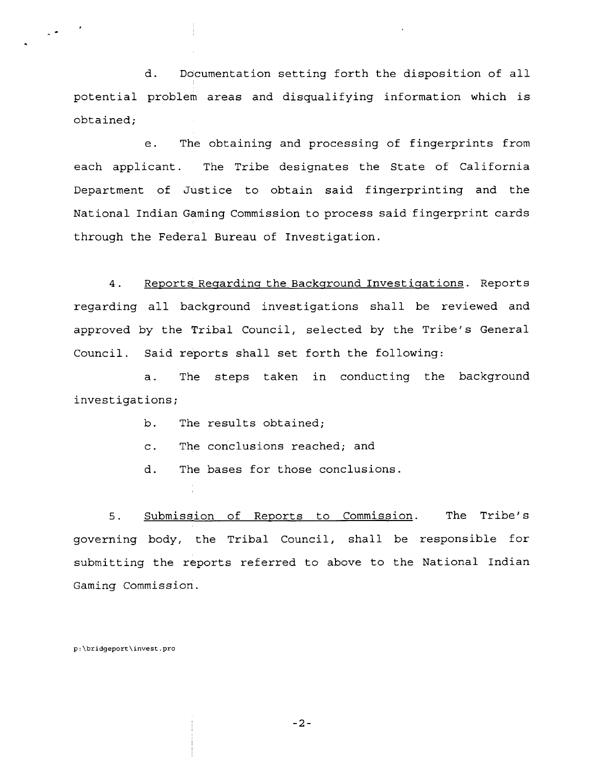d. Documentation setting forth the disposition of all potential problem areas and disqualifying information which is obtained;

e. The obtaining and processing of fingerprints from each applicant. The Tribe designates the State of California Department of Justice to obtain said fingerprinting and the National Indian Gaming Commission to process said fingerprint cards through the Federal Bureau of Investigation.

4. <u>Reports Regarding the Background Investigations</u>. Reports regarding all background investigations shall be reviewed and approved by the Tribal Council, selected by the Tribe's General Council. Said reports shall set forth the following:

a. The steps taken in conducting the background investigations;

b. The results obtained;

c. The conclusions reached; and

d. The bases for those conclusions.

5. <u>Submission of Reports to Commission</u>. The Tribe's governing body, the Tribal Council, shall be responsible for submitting the reports referred to above to the National Indian Gaming Commission.

p:\bridgeport\invest.pro